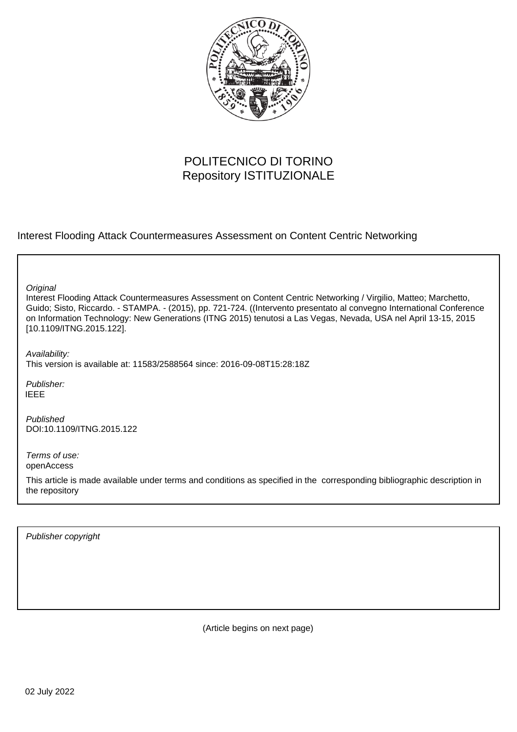POLITECNICO DI TORINO
Repository ISTITUZIONALE

Interest Flooding Attack Countermeasures Assessment on Content Centric Networking

*Original*
Interest Flooding Attack Countermeasures Assessment on Content Centric Networking / Virgilio, Matteo; Marchetto, Guido; Sisto, Riccardo. - STAMPA. - (2015), pp. 721-724. ((Intervento presentato al convegno International Conference on Information Technology: New Generations (ITNG 2015) tenutosi a Las Vegas, Nevada, USA nel April 13-15, 2015 [10.1109/ITNG.2015.122].

*Availability:*
This version is available at: 11583/2588564 since: 2016-09-08T15:28:18Z

*Publisher:*
IEEE

*Published*
DOI:10.1109/ITNG.2015.122

*Terms of use:*
openAccess

This article is made available under terms and conditions as specified in the corresponding bibliographic description in the repository

*Publisher copyright*

(Article begins on next page)

02 July 2022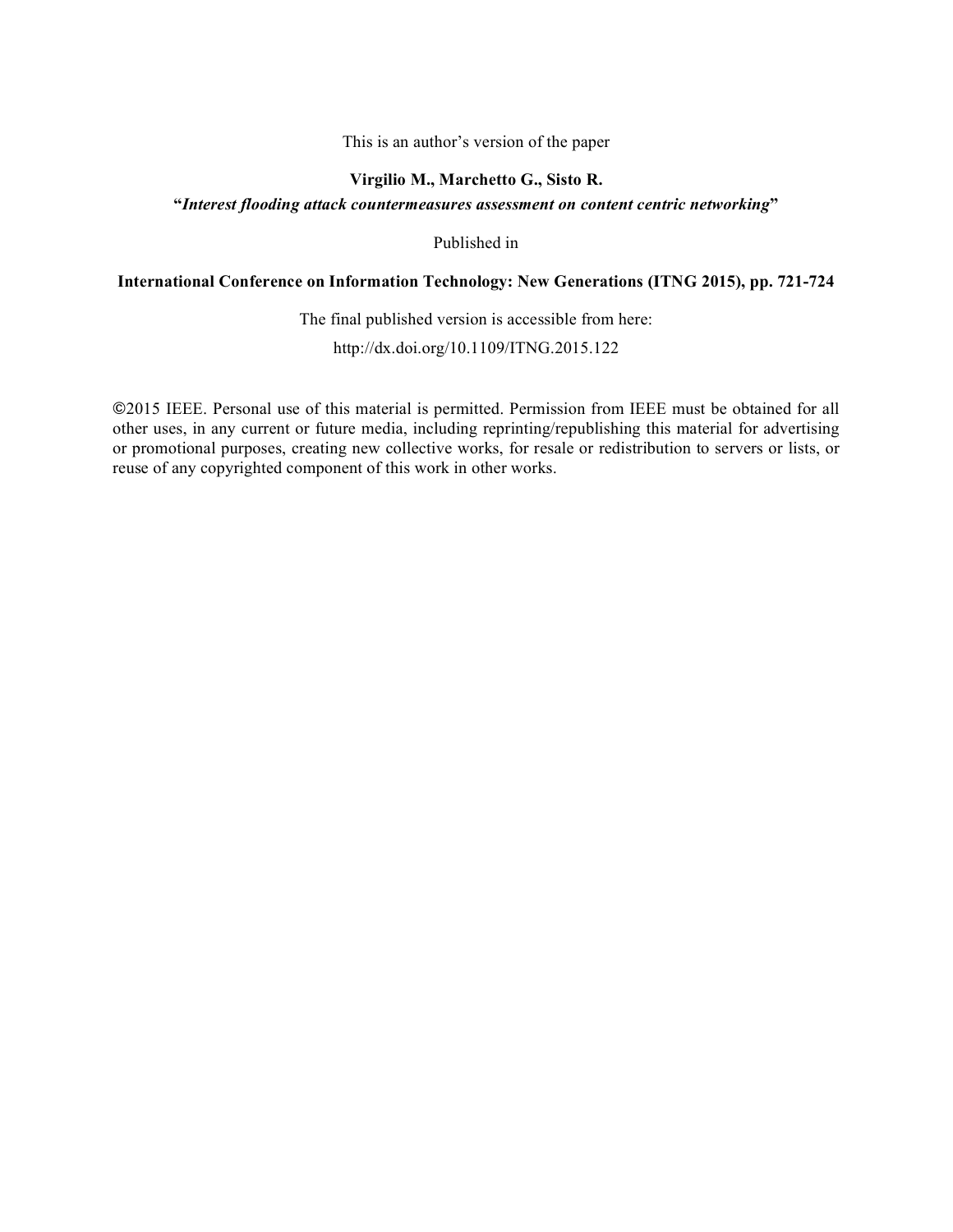This is an author's version of the paper

**Virgilio M., Marchetto G., Sisto R.**

**"*Interest flooding attack countermeasures assessment on content centric networking*"**

Published in

**International Conference on Information Technology: New Generations (ITNG 2015), pp. 721-724**

The final published version is accessible from here:

http://dx.doi.org/10.1109/ITNG.2015.122

©2015 IEEE. Personal use of this material is permitted. Permission from IEEE must be obtained for all other uses, in any current or future media, including reprinting/republishing this material for advertising or promotional purposes, creating new collective works, for resale or redistribution to servers or lists, or reuse of any copyrighted component of this work in other works.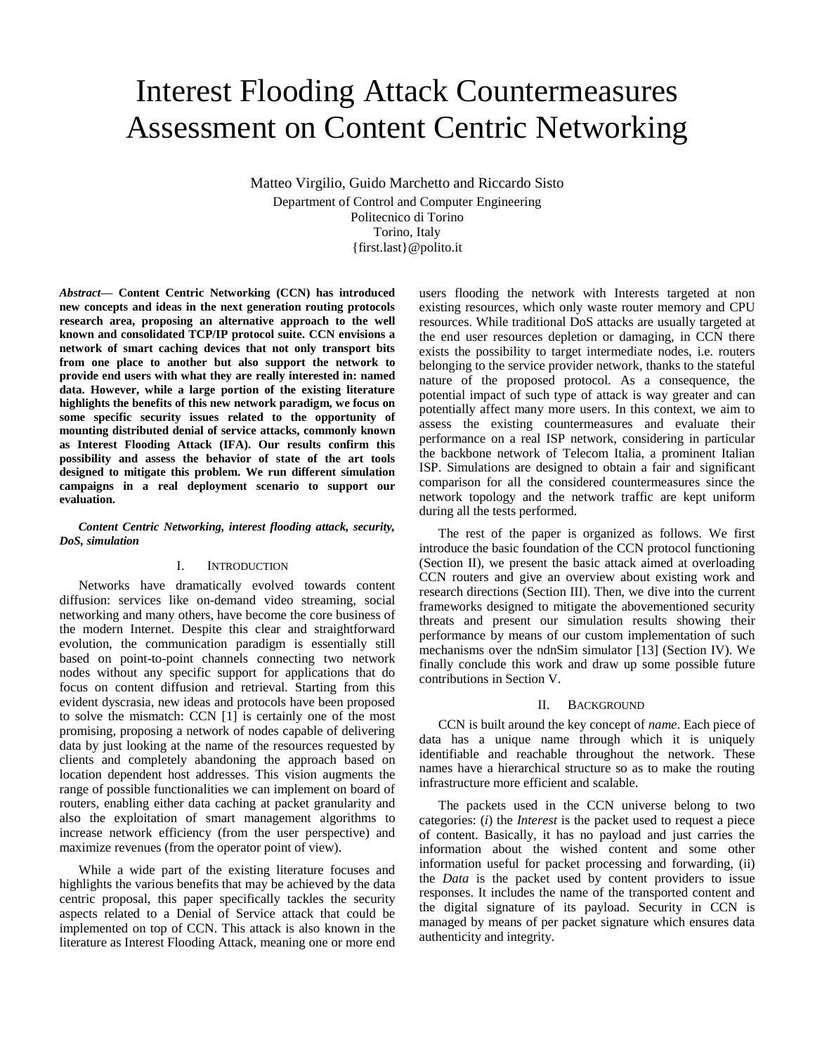# Interest Flooding Attack Countermeasures Assessment on Content Centric Networking

Matteo Virgilio, Guido Marchetto and Riccardo Sisto

Department of Control and Computer Engineering
Politecnico di Torino
Torino, Italy
{first.last}@polito.it

***Abstract*— Content Centric Networking (CCN) has introduced new concepts and ideas in the next generation routing protocols research area, proposing an alternative approach to the well known and consolidated TCP/IP protocol suite. CCN envisions a network of smart caching devices that not only transport bits from one place to another but also support the network to provide end users with what they are really interested in: named data. However, while a large portion of the existing literature highlights the benefits of this new network paradigm, we focus on some specific security issues related to the opportunity of mounting distributed denial of service attacks, commonly known as Interest Flooding Attack (IFA). Our results confirm this possibility and assess the behavior of state of the art tools designed to mitigate this problem. We run different simulation campaigns in a real deployment scenario to support our evaluation.**

***Content Centric Networking, interest flooding attack, security, DoS, simulation***

## I. Introduction

Networks have dramatically evolved towards content diffusion: services like on-demand video streaming, social networking and many others, have become the core business of the modern Internet. Despite this clear and straightforward evolution, the communication paradigm is essentially still based on point-to-point channels connecting two network nodes without any specific support for applications that do focus on content diffusion and retrieval. Starting from this evident dyscrasia, new ideas and protocols have been proposed to solve the mismatch: CCN [1] is certainly one of the most promising, proposing a network of nodes capable of delivering data by just looking at the name of the resources requested by clients and completely abandoning the approach based on location dependent host addresses. This vision augments the range of possible functionalities we can implement on board of routers, enabling either data caching at packet granularity and also the exploitation of smart management algorithms to increase network efficiency (from the user perspective) and maximize revenues (from the operator point of view).

While a wide part of the existing literature focuses and highlights the various benefits that may be achieved by the data centric proposal, this paper specifically tackles the security aspects related to a Denial of Service attack that could be implemented on top of CCN. This attack is also known in the literature as Interest Flooding Attack, meaning one or more end users flooding the network with Interests targeted at non existing resources, which only waste router memory and CPU resources. While traditional DoS attacks are usually targeted at the end user resources depletion or damaging, in CCN there exists the possibility to target intermediate nodes, i.e. routers belonging to the service provider network, thanks to the stateful nature of the proposed protocol. As a consequence, the potential impact of such type of attack is way greater and can potentially affect many more users. In this context, we aim to assess the existing countermeasures and evaluate their performance on a real ISP network, considering in particular the backbone network of Telecom Italia, a prominent Italian ISP. Simulations are designed to obtain a fair and significant comparison for all the considered countermeasures since the network topology and the network traffic are kept uniform during all the tests performed.

The rest of the paper is organized as follows. We first introduce the basic foundation of the CCN protocol functioning (Section II), we present the basic attack aimed at overloading CCN routers and give an overview about existing work and research directions (Section III). Then, we dive into the current frameworks designed to mitigate the abovementioned security threats and present our simulation results showing their performance by means of our custom implementation of such mechanisms over the ndnSim simulator [13] (Section IV). We finally conclude this work and draw up some possible future contributions in Section V.

## II. Background

CCN is built around the key concept of *name*. Each piece of data has a unique name through which it is uniquely identifiable and reachable throughout the network. These names have a hierarchical structure so as to make the routing infrastructure more efficient and scalable.

The packets used in the CCN universe belong to two categories: (*i*) the *Interest* is the packet used to request a piece of content. Basically, it has no payload and just carries the information about the wished content and some other information useful for packet processing and forwarding, (ii) the *Data* is the packet used by content providers to issue responses. It includes the name of the transported content and the digital signature of its payload. Security in CCN is managed by means of per packet signature which ensures data authenticity and integrity.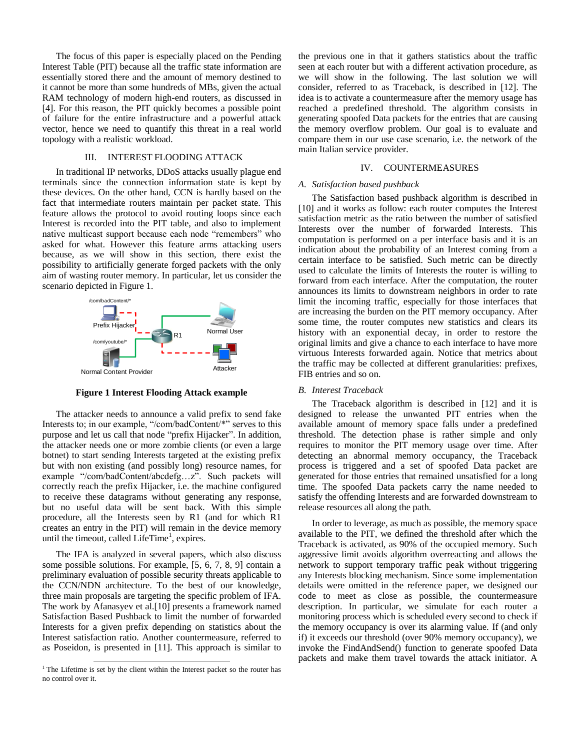The focus of this paper is especially placed on the Pending Interest Table (PIT) because all the traffic state information are essentially stored there and the amount of memory destined to it cannot be more than some hundreds of MBs, given the actual RAM technology of modern high-end routers, as discussed in [4]. For this reason, the PIT quickly becomes a possible point of failure for the entire infrastructure and a powerful attack vector, hence we need to quantify this threat in a real world topology with a realistic workload.

## III. INTEREST FLOODING ATTACK

In traditional IP networks, DDoS attacks usually plague end terminals since the connection information state is kept by these devices. On the other hand, CCN is hardly based on the fact that intermediate routers maintain per packet state. This feature allows the protocol to avoid routing loops since each Interest is recorded into the PIT table, and also to implement native multicast support because each node "remembers" who asked for what. However this feature arms attacking users because, as we will show in this section, there exist the possibility to artificially generate forged packets with the only aim of wasting router memory. In particular, let us consider the scenario depicted in Figure 1.

**Figure 1 Interest Flooding Attack example**

The attacker needs to announce a valid prefix to send fake Interests to; in our example, "/com/badContent/*" serves to this purpose and let us call that node "prefix Hijacker". In addition, the attacker needs one or more zombie clients (or even a large botnet) to start sending Interests targeted at the existing prefix but with non existing (and possibly long) resource names, for example "/com/badContent/abcdefg…z". Such packets will correctly reach the prefix Hijacker, i.e. the machine configured to receive these datagrams without generating any response, but no useful data will be sent back. With this simple procedure, all the Interests seen by R1 (and for which R1 creates an entry in the PIT) will remain in the device memory until the timeout, called LifeTime[1], expires.

The IFA is analyzed in several papers, which also discuss some possible solutions. For example, [5, 6, 7, 8, 9] contain a preliminary evaluation of possible security threats applicable to the CCN/NDN architecture. To the best of our knowledge, three main proposals are targeting the specific problem of IFA. The work by Afanasyev et al.[10] presents a framework named Satisfaction Based Pushback to limit the number of forwarded Interests for a given prefix depending on statistics about the Interest satisfaction ratio. Another countermeasure, referred to as Poseidon, is presented in [11]. This approach is similar to the previous one in that it gathers statistics about the traffic seen at each router but with a different activation procedure, as we will show in the following. The last solution we will consider, referred to as Traceback, is described in [12]. The idea is to activate a countermeasure after the memory usage has reached a predefined threshold. The algorithm consists in generating spoofed Data packets for the entries that are causing the memory overflow problem. Our goal is to evaluate and compare them in our use case scenario, i.e. the network of the main Italian service provider.

[1] The Lifetime is set by the client within the Interest packet so the router has no control over it.

## IV. COUNTERMEASURES

### A. Satisfaction based pushback

The Satisfaction based pushback algorithm is described in [10] and it works as follow: each router computes the Interest satisfaction metric as the ratio between the number of satisfied Interests over the number of forwarded Interests. This computation is performed on a per interface basis and it is an indication about the probability of an Interest coming from a certain interface to be satisfied. Such metric can be directly used to calculate the limits of Interests the router is willing to forward from each interface. After the computation, the router announces its limits to downstream neighbors in order to rate limit the incoming traffic, especially for those interfaces that are increasing the burden on the PIT memory occupancy. After some time, the router computes new statistics and clears its history with an exponential decay, in order to restore the original limits and give a chance to each interface to have more virtuous Interests forwarded again. Notice that metrics about the traffic may be collected at different granularities: prefixes, FIB entries and so on.

### B. Interest Traceback

The Traceback algorithm is described in [12] and it is designed to release the unwanted PIT entries when the available amount of memory space falls under a predefined threshold. The detection phase is rather simple and only requires to monitor the PIT memory usage over time. After detecting an abnormal memory occupancy, the Traceback process is triggered and a set of spoofed Data packet are generated for those entries that remained unsatisfied for a long time. The spoofed Data packets carry the name needed to satisfy the offending Interests and are forwarded downstream to release resources all along the path.

In order to leverage, as much as possible, the memory space available to the PIT, we defined the threshold after which the Traceback is activated, as 90% of the occupied memory. Such aggressive limit avoids algorithm overreacting and allows the network to support temporary traffic peak without triggering any Interests blocking mechanism. Since some implementation details were omitted in the reference paper, we designed our code to meet as close as possible, the countermeasure description. In particular, we simulate for each router a monitoring process which is scheduled every second to check if the memory occupancy is over its alarming value. If (and only if) it exceeds our threshold (over 90% memory occupancy), we invoke the FindAndSend() function to generate spoofed Data packets and make them travel towards the attack initiator. A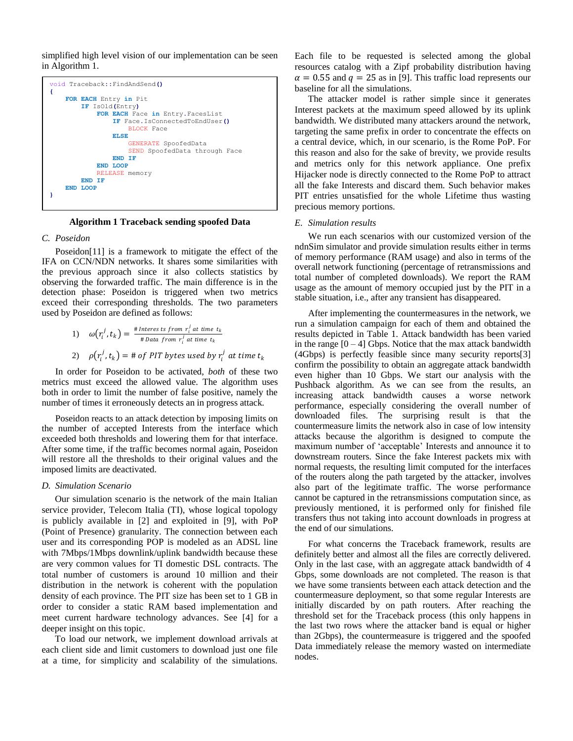simplified high level vision of our implementation can be seen in Algorithm 1.

```
void Traceback::FindAndSend()
{
    FOR EACH Entry in Pit
        IF IsOld(Entry)
            FOR EACH Face in Entry.FacesList
                IF Face.IsConnectedToEndUser()
                    BLOCK Face
                ELSE
                    GENERATE SpoofedData
                    SEND SpoofedData through Face
                END IF
            END LOOP
            RELEASE memory
        END IF
    END LOOP
}
```

**Algorithm 1 Traceback sending spoofed Data**

### C. Poseidon

Poseidon[11] is a framework to mitigate the effect of the IFA on CCN/NDN networks. It shares some similarities with the previous approach since it also collects statistics by observing the forwarded traffic. The main difference is in the detection phase: Poseidon is triggered when two metrics exceed their corresponding thresholds. The two parameters used by Poseidon are defined as follows:

1) $\omega(r_i^j, t_k) = \frac{\#\,Interests\ from\ r_i^j\ at\ time\ t_k}{\#\,Data\ from\ r_i^j\ at\ time\ t_k}$

2) $\rho(r_i^j, t_k) = \#\ of\ PIT\ bytes\ used\ by\ r_i^j\ at\ time\ t_k$

In order for Poseidon to be activated, *both* of these two metrics must exceed the allowed value. The algorithm uses both in order to limit the number of false positive, namely the number of times it erroneously detects an in progress attack.

Poseidon reacts to an attack detection by imposing limits on the number of accepted Interests from the interface which exceeded both thresholds and lowering them for that interface. After some time, if the traffic becomes normal again, Poseidon will restore all the thresholds to their original values and the imposed limits are deactivated.

### D. Simulation Scenario

Our simulation scenario is the network of the main Italian service provider, Telecom Italia (TI), whose logical topology is publicly available in [2] and exploited in [9], with PoP (Point of Presence) granularity. The connection between each user and its corresponding POP is modeled as an ADSL line with 7Mbps/1Mbps downlink/uplink bandwidth because these are very common values for TI domestic DSL contracts. The total number of customers is around 10 million and their distribution in the network is coherent with the population density of each province. The PIT size has been set to 1 GB in order to consider a static RAM based implementation and meet current hardware technology advances. See [4] for a deeper insight on this topic.

To load our network, we implement download arrivals at each client side and limit customers to download just one file at a time, for simplicity and scalability of the simulations. Each file to be requested is selected among the global resources catalog with a Zipf probability distribution having $\alpha = 0.55$ and $q = 25$ as in [9]. This traffic load represents our baseline for all the simulations.

The attacker model is rather simple since it generates Interest packets at the maximum speed allowed by its uplink bandwidth. We distributed many attackers around the network, targeting the same prefix in order to concentrate the effects on a central device, which, in our scenario, is the Rome PoP. For this reason and also for the sake of brevity, we provide results and metrics only for this network appliance. One prefix Hijacker node is directly connected to the Rome PoP to attract all the fake Interests and discard them. Such behavior makes PIT entries unsatisfied for the whole Lifetime thus wasting precious memory portions.

### E. Simulation results

We run each scenarios with our customized version of the ndnSim simulator and provide simulation results either in terms of memory performance (RAM usage) and also in terms of the overall network functioning (percentage of retransmissions and total number of completed downloads). We report the RAM usage as the amount of memory occupied just by the PIT in a stable situation, i.e., after any transient has disappeared.

After implementing the countermeasures in the network, we run a simulation campaign for each of them and obtained the results depicted in Table 1. Attack bandwidth has been varied in the range [0 – 4] Gbps. Notice that the max attack bandwidth (4Gbps) is perfectly feasible since many security reports[3] confirm the possibility to obtain an aggregate attack bandwidth even higher than 10 Gbps. We start our analysis with the Pushback algorithm. As we can see from the results, an increasing attack bandwidth causes a worse network performance, especially considering the overall number of downloaded files. The surprising result is that the countermeasure limits the network also in case of low intensity attacks because the algorithm is designed to compute the maximum number of 'acceptable' Interests and announce it to downstream routers. Since the fake Interest packets mix with normal requests, the resulting limit computed for the interfaces of the routers along the path targeted by the attacker, involves also part of the legitimate traffic. The worse performance cannot be captured in the retransmissions computation since, as previously mentioned, it is performed only for finished file transfers thus not taking into account downloads in progress at the end of our simulations.

For what concerns the Traceback framework, results are definitely better and almost all the files are correctly delivered. Only in the last case, with an aggregate attack bandwidth of 4 Gbps, some downloads are not completed. The reason is that we have some transients between each attack detection and the countermeasure deployment, so that some regular Interests are initially discarded by on path routers. After reaching the threshold set for the Traceback process (this only happens in the last two rows where the attacker band is equal or higher than 2Gbps), the countermeasure is triggered and the spoofed Data immediately release the memory wasted on intermediate nodes.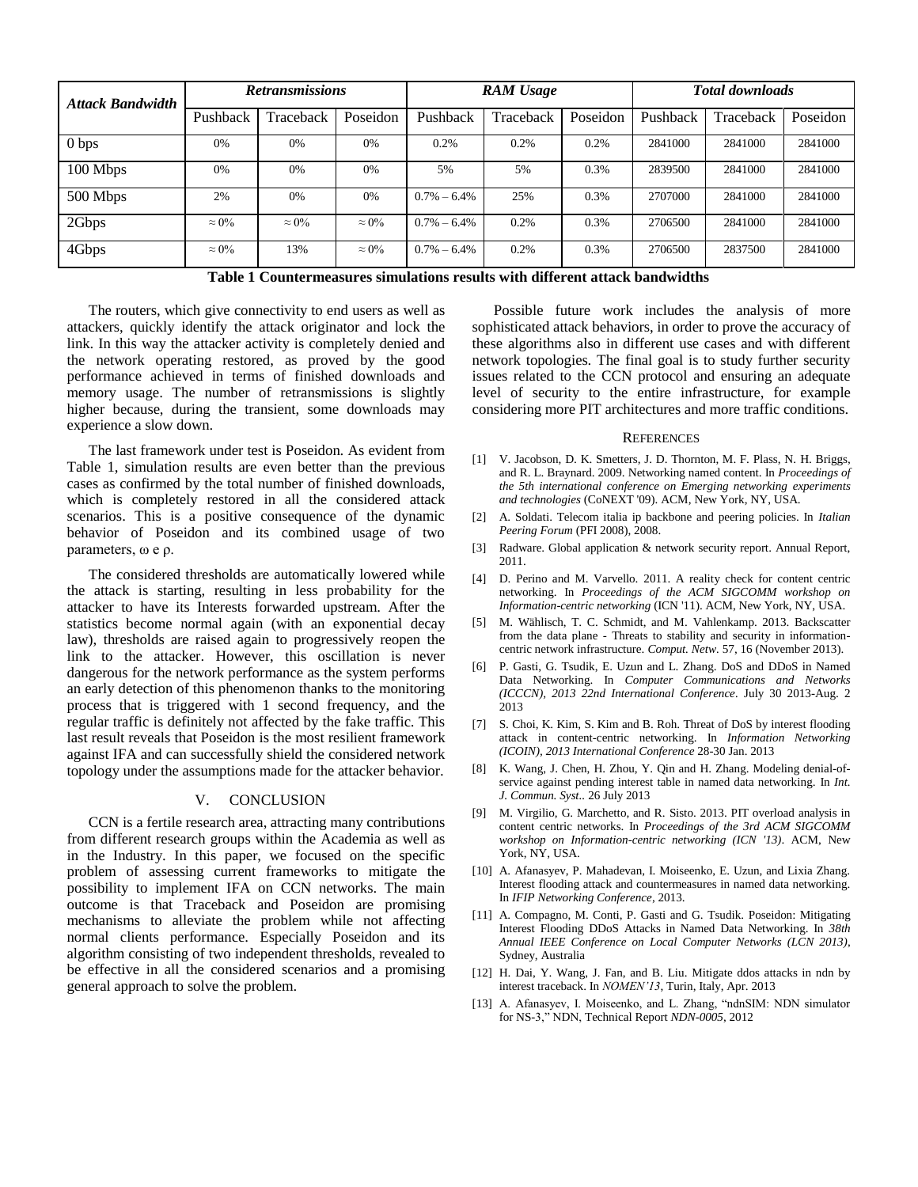| *Attack Bandwidth* | *Retransmissions* | | | *RAM Usage* | | | *Total downloads* | | |
|---|---|---|---|---|---|---|---|---|---|
| | Pushback | Traceback | Poseidon | Pushback | Traceback | Poseidon | Pushback | Traceback | Poseidon |
| 0 bps | 0% | 0% | 0% | 0.2% | 0.2% | 0.2% | 2841000 | 2841000 | 2841000 |
| 100 Mbps | 0% | 0% | 0% | 5% | 5% | 0.3% | 2839500 | 2841000 | 2841000 |
| 500 Mbps | 2% | 0% | 0% | 0.7% – 6.4% | 25% | 0.3% | 2707000 | 2841000 | 2841000 |
| 2Gbps | ≈ 0% | ≈ 0% | ≈ 0% | 0.7% – 6.4% | 0.2% | 0.3% | 2706500 | 2841000 | 2841000 |
| 4Gbps | ≈ 0% | 13% | ≈ 0% | 0.7% – 6.4% | 0.2% | 0.3% | 2706500 | 2837500 | 2841000 |

**Table 1 Countermeasures simulations results with different attack bandwidths**

The routers, which give connectivity to end users as well as attackers, quickly identify the attack originator and lock the link. In this way the attacker activity is completely denied and the network operating restored, as proved by the good performance achieved in terms of finished downloads and memory usage. The number of retransmissions is slightly higher because, during the transient, some downloads may experience a slow down.

The last framework under test is Poseidon. As evident from Table 1, simulation results are even better than the previous cases as confirmed by the total number of finished downloads, which is completely restored in all the considered attack scenarios. This is a positive consequence of the dynamic behavior of Poseidon and its combined usage of two parameters, $\omega$ e $\rho$.

The considered thresholds are automatically lowered while the attack is starting, resulting in less probability for the attacker to have its Interests forwarded upstream. After the statistics become normal again (with an exponential decay law), thresholds are raised again to progressively reopen the link to the attacker. However, this oscillation is never dangerous for the network performance as the system performs an early detection of this phenomenon thanks to the monitoring process that is triggered with 1 second frequency, and the regular traffic is definitely not affected by the fake traffic. This last result reveals that Poseidon is the most resilient framework against IFA and can successfully shield the considered network topology under the assumptions made for the attacker behavior.

## V. CONCLUSION

CCN is a fertile research area, attracting many contributions from different research groups within the Academia as well as in the Industry. In this paper, we focused on the specific problem of assessing current frameworks to mitigate the possibility to implement IFA on CCN networks. The main outcome is that Traceback and Poseidon are promising mechanisms to alleviate the problem while not affecting normal clients performance. Especially Poseidon and its algorithm consisting of two independent thresholds, revealed to be effective in all the considered scenarios and a promising general approach to solve the problem.

Possible future work includes the analysis of more sophisticated attack behaviors, in order to prove the accuracy of these algorithms also in different use cases and with different network topologies. The final goal is to study further security issues related to the CCN protocol and ensuring an adequate level of security to the entire infrastructure, for example considering more PIT architectures and more traffic conditions.

## REFERENCES

[1] V. Jacobson, D. K. Smetters, J. D. Thornton, M. F. Plass, N. H. Briggs, and R. L. Braynard. 2009. Networking named content. In *Proceedings of the 5th international conference on Emerging networking experiments and technologies* (CoNEXT '09). ACM, New York, NY, USA.

[2] A. Soldati. Telecom italia ip backbone and peering policies. In *Italian Peering Forum* (PFI 2008), 2008.

[3] Radware. Global application & network security report. Annual Report, 2011.

[4] D. Perino and M. Varvello. 2011. A reality check for content centric networking. In *Proceedings of the ACM SIGCOMM workshop on Information-centric networking* (ICN '11). ACM, New York, NY, USA.

[5] M. Wählisch, T. C. Schmidt, and M. Vahlenkamp. 2013. Backscatter from the data plane - Threats to stability and security in information-centric network infrastructure. *Comput. Netw.* 57, 16 (November 2013).

[6] P. Gasti, G. Tsudik, E. Uzun and L. Zhang. DoS and DDoS in Named Data Networking. In *Computer Communications and Networks (ICCCN), 2013 22nd International Conference*. July 30 2013-Aug. 2 2013

[7] S. Choi, K. Kim, S. Kim and B. Roh. Threat of DoS by interest flooding attack in content-centric networking. In *Information Networking (ICOIN), 2013 International Conference* 28-30 Jan. 2013

[8] K. Wang, J. Chen, H. Zhou, Y. Qin and H. Zhang. Modeling denial-of-service against pending interest table in named data networking. In *Int. J. Commun. Syst.*. 26 July 2013

[9] M. Virgilio, G. Marchetto, and R. Sisto. 2013. PIT overload analysis in content centric networks. In *Proceedings of the 3rd ACM SIGCOMM workshop on Information-centric networking (ICN '13)*. ACM, New York, NY, USA.

[10] A. Afanasyev, P. Mahadevan, I. Moiseenko, E. Uzun, and Lixia Zhang. Interest flooding attack and countermeasures in named data networking. In *IFIP Networking Conference*, 2013.

[11] A. Compagno, M. Conti, P. Gasti and G. Tsudik. Poseidon: Mitigating Interest Flooding DDoS Attacks in Named Data Networking. In *38th Annual IEEE Conference on Local Computer Networks (LCN 2013)*, Sydney, Australia

[12] H. Dai, Y. Wang, J. Fan, and B. Liu. Mitigate ddos attacks in ndn by interest traceback. In *NOMEN'13*, Turin, Italy, Apr. 2013

[13] A. Afanasyev, I. Moiseenko, and L. Zhang, "ndnSIM: NDN simulator for NS-3," NDN, Technical Report *NDN-0005*, 2012